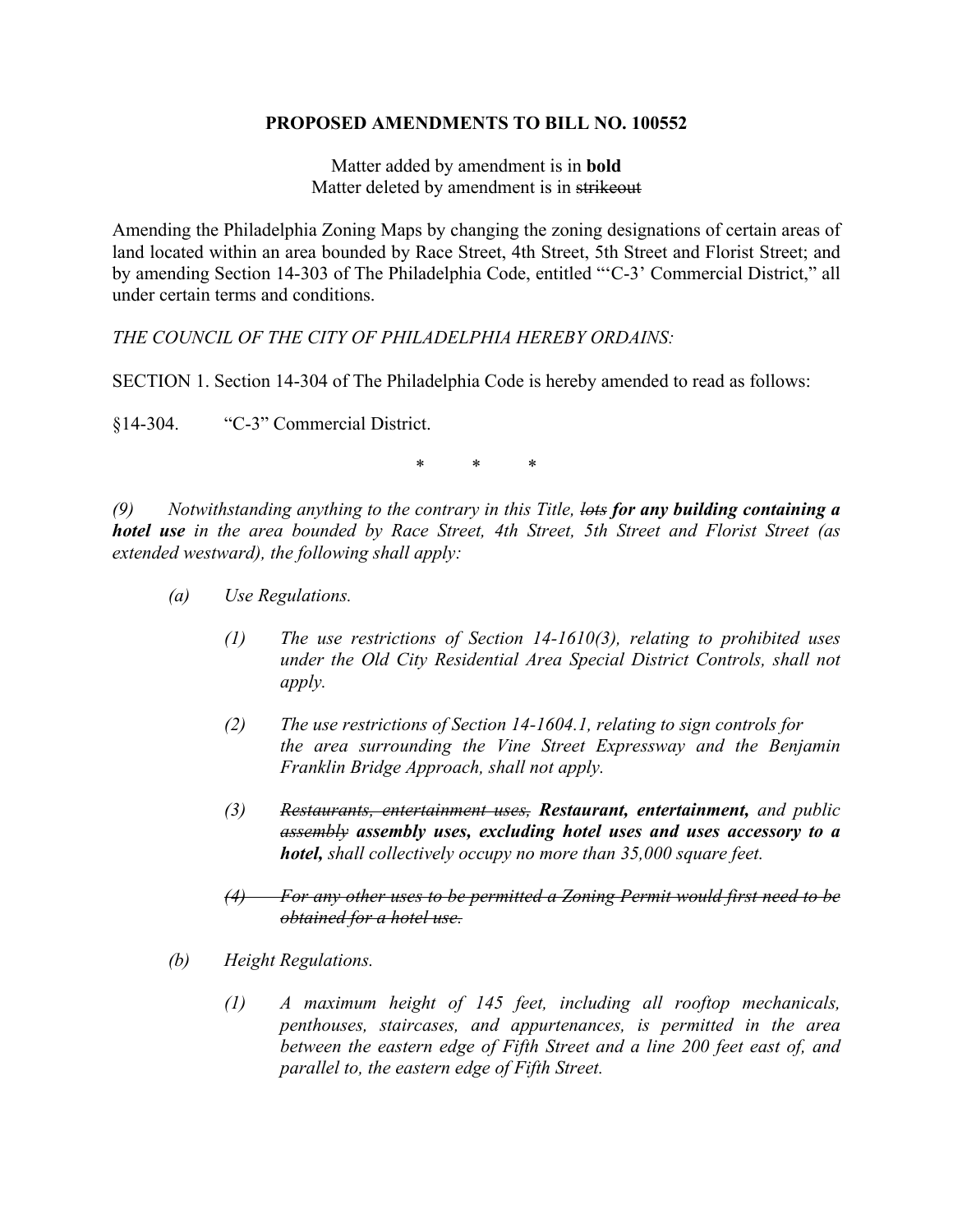**PROPOSED AMENDMENTS TO BILL NO. 100552**

Matter added by amendment is in **bold**
Matter deleted by amendment is in ~~strikeout~~

Amending the Philadelphia Zoning Maps by changing the zoning designations of certain areas of land located within an area bounded by Race Street, 4th Street, 5th Street and Florist Street; and by amending Section 14-303 of The Philadelphia Code, entitled "'C-3' Commercial District," all under certain terms and conditions.

*THE COUNCIL OF THE CITY OF PHILADELPHIA HEREBY ORDAINS:*

SECTION 1. Section 14-304 of The Philadelphia Code is hereby amended to read as follows:

§14-304. "C-3" Commercial District.

\* \* \*

*(9) Notwithstanding anything to the contrary in this Title, ~~lots~~ **for any building containing a hotel use** in the area bounded by Race Street, 4th Street, 5th Street and Florist Street (as extended westward), the following shall apply:*

*(a) Use Regulations.*

*(1) The use restrictions of Section 14-1610(3), relating to prohibited uses under the Old City Residential Area Special District Controls, shall not apply.*

*(2) The use restrictions of Section 14-1604.1, relating to sign controls for the area surrounding the Vine Street Expressway and the Benjamin Franklin Bridge Approach, shall not apply.*

*(3) ~~Restaurants, entertainment uses,~~ **Restaurant, entertainment,** and public ~~assembly~~ **assembly uses, excluding hotel uses and uses accessory to a hotel,** shall collectively occupy no more than 35,000 square feet.*

*~~(4) For any other uses to be permitted a Zoning Permit would first need to be obtained for a hotel use.~~*

*(b) Height Regulations.*

*(1) A maximum height of 145 feet, including all rooftop mechanicals, penthouses, staircases, and appurtenances, is permitted in the area between the eastern edge of Fifth Street and a line 200 feet east of, and parallel to, the eastern edge of Fifth Street.*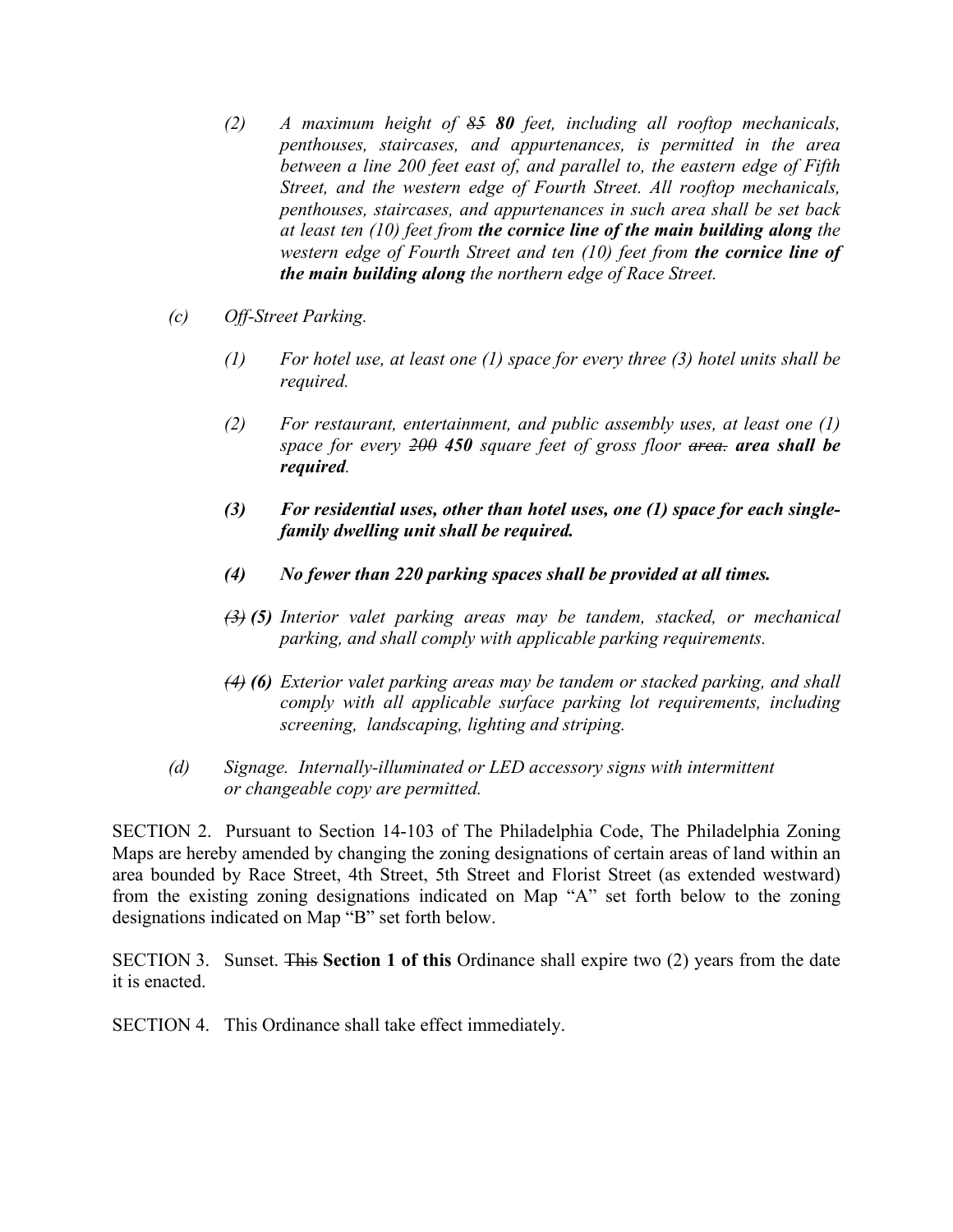*(2) A maximum height of ~~85~~ **80** feet, including all rooftop mechanicals, penthouses, staircases, and appurtenances, is permitted in the area between a line 200 feet east of, and parallel to, the eastern edge of Fifth Street, and the western edge of Fourth Street. All rooftop mechanicals, penthouses, staircases, and appurtenances in such area shall be set back at least ten (10) feet from **the cornice line of the main building along** the western edge of Fourth Street and ten (10) feet from **the cornice line of the main building along** the northern edge of Race Street.*

*(c) Off-Street Parking.*

*(1) For hotel use, at least one (1) space for every three (3) hotel units shall be required.*

*(2) For restaurant, entertainment, and public assembly uses, at least one (1) space for every ~~200~~ **450** square feet of gross floor ~~area.~~ **area shall be required**.*

***(3) For residential uses, other than hotel uses, one (1) space for each single-family dwelling unit shall be required.***

***(4) No fewer than 220 parking spaces shall be provided at all times.***

*~~(3)~~ **(5)** Interior valet parking areas may be tandem, stacked, or mechanical parking, and shall comply with applicable parking requirements.*

*~~(4)~~ **(6)** Exterior valet parking areas may be tandem or stacked parking, and shall comply with all applicable surface parking lot requirements, including screening, landscaping, lighting and striping.*

*(d) Signage. Internally-illuminated or LED accessory signs with intermittent or changeable copy are permitted.*

SECTION 2. Pursuant to Section 14-103 of The Philadelphia Code, The Philadelphia Zoning Maps are hereby amended by changing the zoning designations of certain areas of land within an area bounded by Race Street, 4th Street, 5th Street and Florist Street (as extended westward) from the existing zoning designations indicated on Map "A" set forth below to the zoning designations indicated on Map "B" set forth below.

SECTION 3. Sunset. ~~This~~ **Section 1 of this** Ordinance shall expire two (2) years from the date it is enacted.

SECTION 4. This Ordinance shall take effect immediately.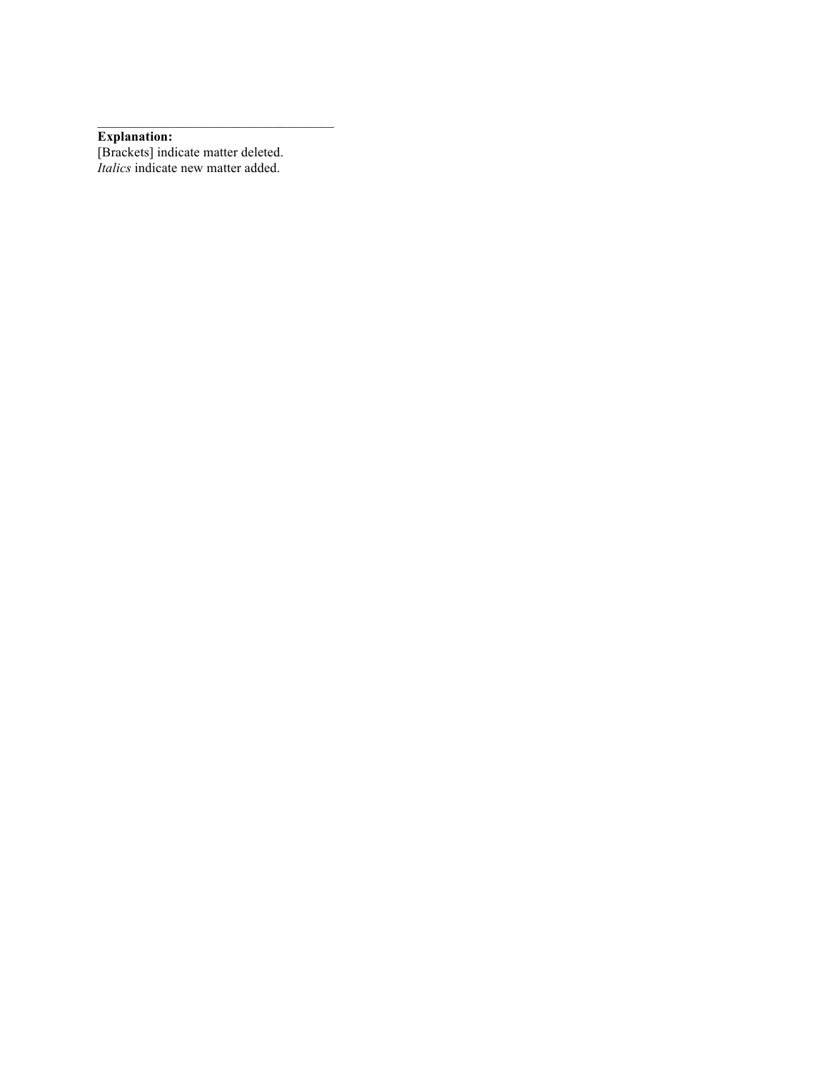---

**Explanation:**
[Brackets] indicate matter deleted.
*Italics* indicate new matter added.